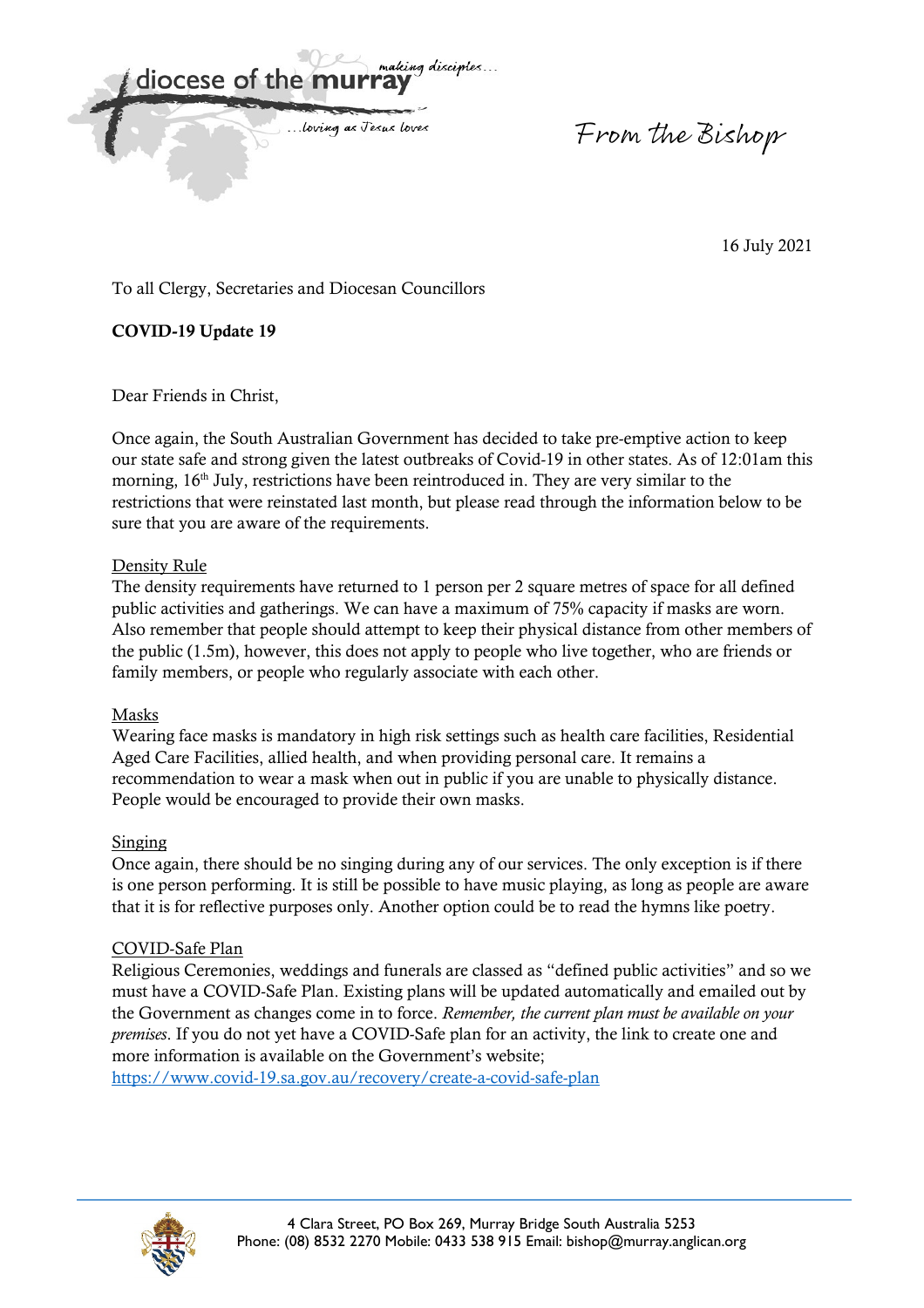diocese of the **murray** *making disciples...* *...loving as Jesus loves*

*From the Bishop*

16 July 2021

To all Clergy, Secretaries and Diocesan Councillors

**COVID-19 Update 19**

Dear Friends in Christ,

Once again, the South Australian Government has decided to take pre-emptive action to keep our state safe and strong given the latest outbreaks of Covid-19 in other states. As of 12:01am this morning, 16th July, restrictions have been reintroduced in. They are very similar to the restrictions that were reinstated last month, but please read through the information below to be sure that you are aware of the requirements.

Density Rule

The density requirements have returned to 1 person per 2 square metres of space for all defined public activities and gatherings. We can have a maximum of 75% capacity if masks are worn. Also remember that people should attempt to keep their physical distance from other members of the public (1.5m), however, this does not apply to people who live together, who are friends or family members, or people who regularly associate with each other.

Masks

Wearing face masks is mandatory in high risk settings such as health care facilities, Residential Aged Care Facilities, allied health, and when providing personal care. It remains a recommendation to wear a mask when out in public if you are unable to physically distance. People would be encouraged to provide their own masks.

Singing

Once again, there should be no singing during any of our services. The only exception is if there is one person performing. It is still be possible to have music playing, as long as people are aware that it is for reflective purposes only. Another option could be to read the hymns like poetry.

COVID-Safe Plan

Religious Ceremonies, weddings and funerals are classed as "defined public activities" and so we must have a COVID-Safe Plan. Existing plans will be updated automatically and emailed out by the Government as changes come in to force. *Remember, the current plan must be available on your premises*. If you do not yet have a COVID-Safe plan for an activity, the link to create one and more information is available on the Government's website;
https://www.covid-19.sa.gov.au/recovery/create-a-covid-safe-plan

4 Clara Street, PO Box 269, Murray Bridge South Australia 5253
Phone: (08) 8532 2270 Mobile: 0433 538 915 Email: bishop@murray.anglican.org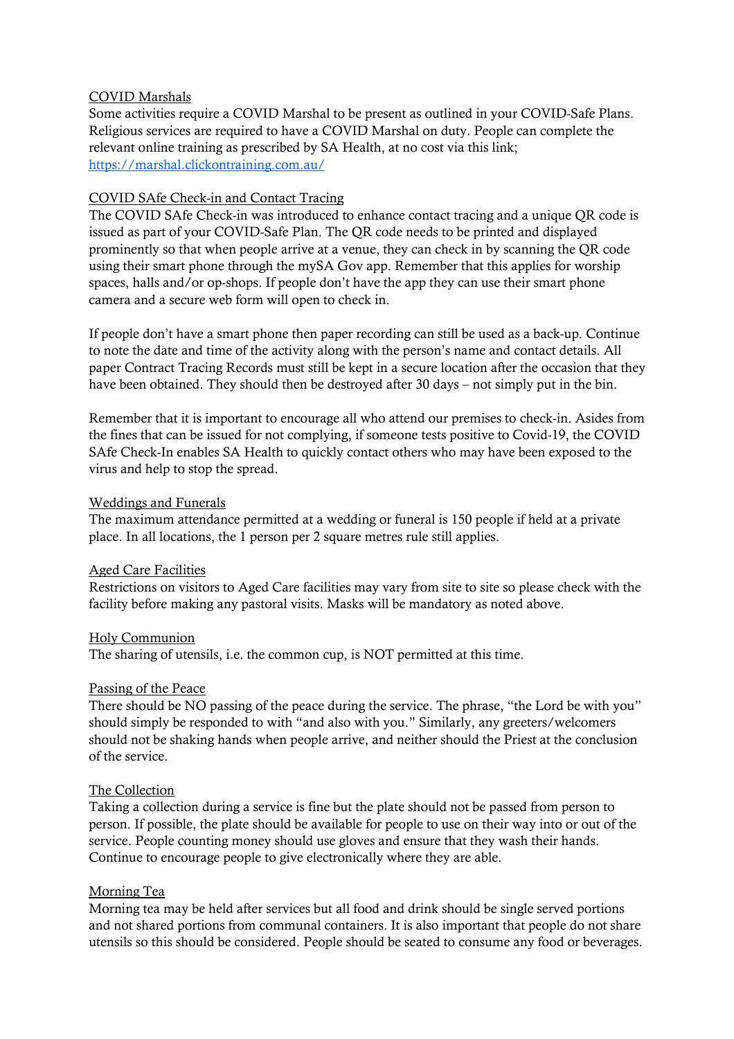<u>COVID Marshals</u>

Some activities require a COVID Marshal to be present as outlined in your COVID-Safe Plans. Religious services are required to have a COVID Marshal on duty. People can complete the relevant online training as prescribed by SA Health, at no cost via this link; [https://marshal.clickontraining.com.au/](https://marshal.clickontraining.com.au/)

<u>COVID SAfe Check-in and Contact Tracing</u>

The COVID SAfe Check-in was introduced to enhance contact tracing and a unique QR code is issued as part of your COVID-Safe Plan. The QR code needs to be printed and displayed prominently so that when people arrive at a venue, they can check in by scanning the QR code using their smart phone through the mySA Gov app. Remember that this applies for worship spaces, halls and/or op-shops. If people don't have the app they can use their smart phone camera and a secure web form will open to check in.

If people don't have a smart phone then paper recording can still be used as a back-up. Continue to note the date and time of the activity along with the person's name and contact details. All paper Contract Tracing Records must still be kept in a secure location after the occasion that they have been obtained. They should then be destroyed after 30 days – not simply put in the bin.

Remember that it is important to encourage all who attend our premises to check-in. Asides from the fines that can be issued for not complying, if someone tests positive to Covid-19, the COVID SAfe Check-In enables SA Health to quickly contact others who may have been exposed to the virus and help to stop the spread.

<u>Weddings and Funerals</u>

The maximum attendance permitted at a wedding or funeral is 150 people if held at a private place. In all locations, the 1 person per 2 square metres rule still applies.

<u>Aged Care Facilities</u>

Restrictions on visitors to Aged Care facilities may vary from site to site so please check with the facility before making any pastoral visits. Masks will be mandatory as noted above.

<u>Holy Communion</u>

The sharing of utensils, i.e. the common cup, is NOT permitted at this time.

<u>Passing of the Peace</u>

There should be NO passing of the peace during the service. The phrase, "the Lord be with you" should simply be responded to with "and also with you." Similarly, any greeters/welcomers should not be shaking hands when people arrive, and neither should the Priest at the conclusion of the service.

<u>The Collection</u>

Taking a collection during a service is fine but the plate should not be passed from person to person. If possible, the plate should be available for people to use on their way into or out of the service. People counting money should use gloves and ensure that they wash their hands. Continue to encourage people to give electronically where they are able.

<u>Morning Tea</u>

Morning tea may be held after services but all food and drink should be single served portions and not shared portions from communal containers. It is also important that people do not share utensils so this should be considered. People should be seated to consume any food or beverages.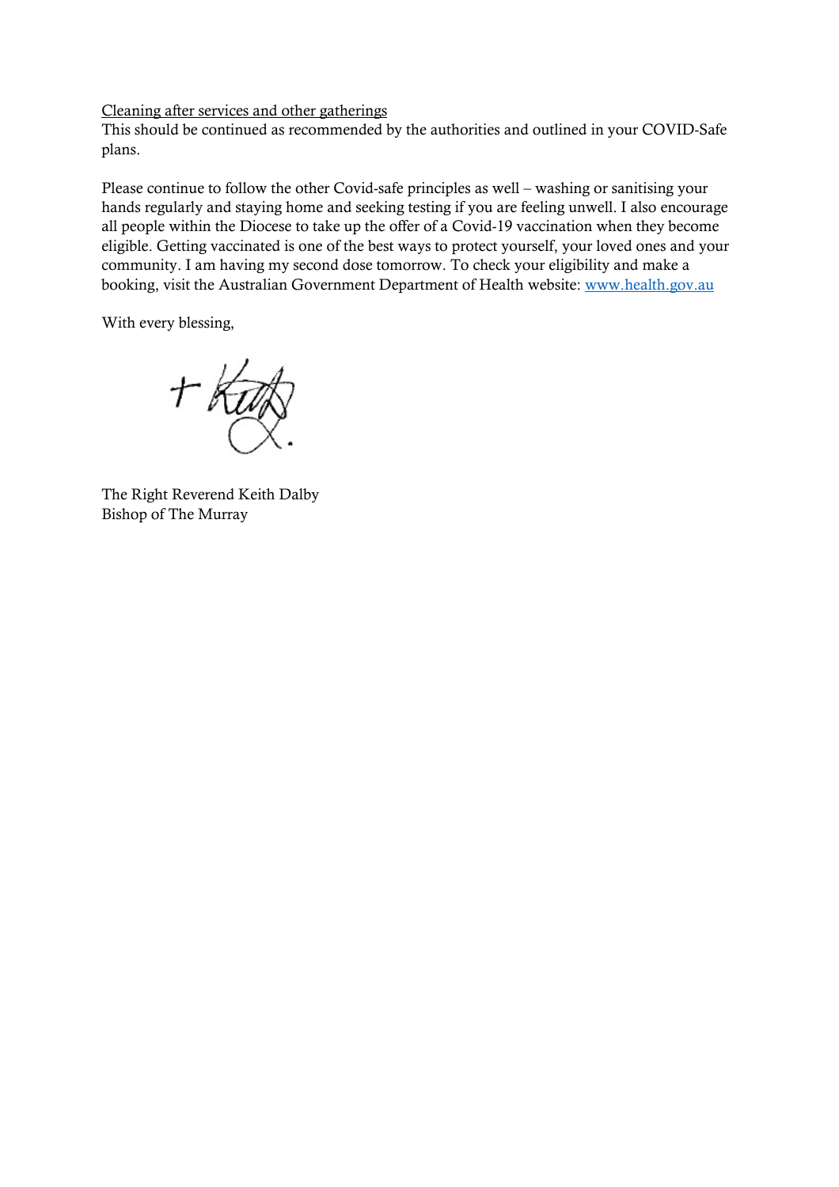<u>Cleaning after services and other gatherings</u>
This should be continued as recommended by the authorities and outlined in your COVID-Safe plans.

Please continue to follow the other Covid-safe principles as well – washing or sanitising your hands regularly and staying home and seeking testing if you are feeling unwell. I also encourage all people within the Diocese to take up the offer of a Covid-19 vaccination when they become eligible. Getting vaccinated is one of the best ways to protect yourself, your loved ones and your community. I am having my second dose tomorrow. To check your eligibility and make a booking, visit the Australian Government Department of Health website: [www.health.gov.au](http://www.health.gov.au)

With every blessing,

+ Keith

The Right Reverend Keith Dalby
Bishop of The Murray